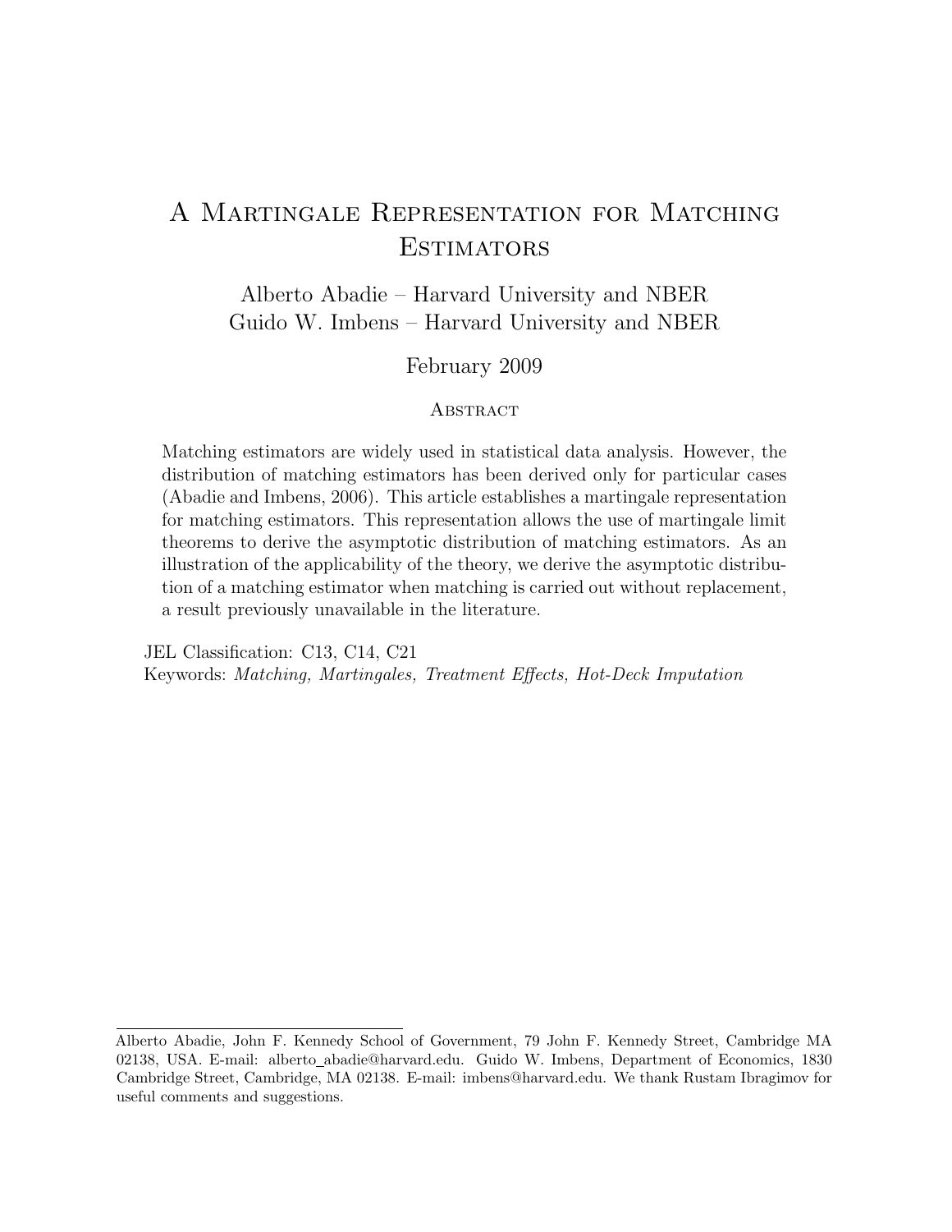# A Martingale Representation for Matching Estimators

Alberto Abadie – Harvard University and NBER
Guido W. Imbens – Harvard University and NBER

February 2009

## Abstract

Matching estimators are widely used in statistical data analysis. However, the distribution of matching estimators has been derived only for particular cases (Abadie and Imbens, 2006). This article establishes a martingale representation for matching estimators. This representation allows the use of martingale limit theorems to derive the asymptotic distribution of matching estimators. As an illustration of the applicability of the theory, we derive the asymptotic distribution of a matching estimator when matching is carried out without replacement, a result previously unavailable in the literature.

JEL Classification: C13, C14, C21
Keywords: *Matching, Martingales, Treatment Effects, Hot-Deck Imputation*

---

Alberto Abadie, John F. Kennedy School of Government, 79 John F. Kennedy Street, Cambridge MA 02138, USA. E-mail: alberto_abadie@harvard.edu. Guido W. Imbens, Department of Economics, 1830 Cambridge Street, Cambridge, MA 02138. E-mail: imbens@harvard.edu. We thank Rustam Ibragimov for useful comments and suggestions.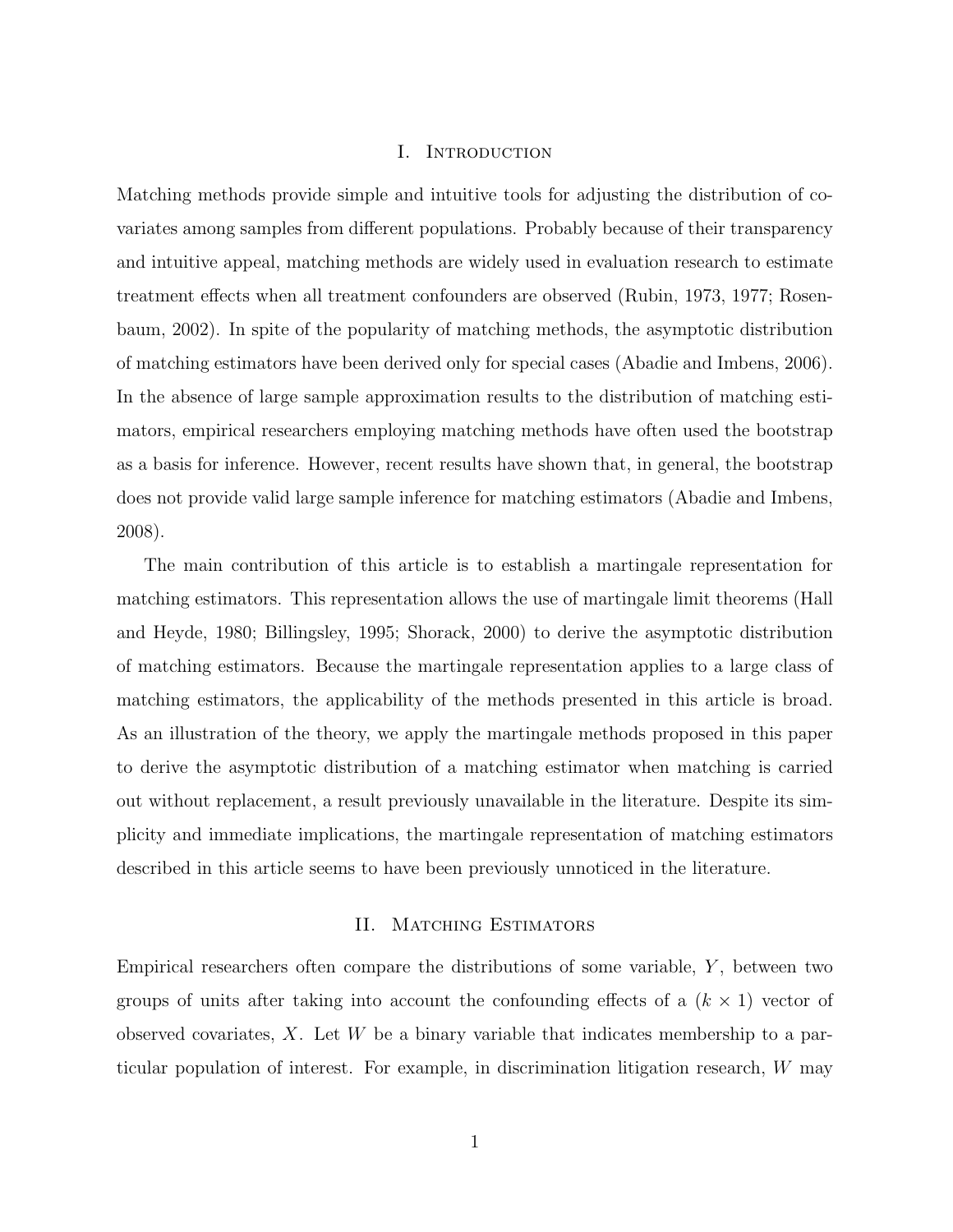## I. Introduction

Matching methods provide simple and intuitive tools for adjusting the distribution of covariates among samples from different populations. Probably because of their transparency and intuitive appeal, matching methods are widely used in evaluation research to estimate treatment effects when all treatment confounders are observed (Rubin, 1973, 1977; Rosenbaum, 2002). In spite of the popularity of matching methods, the asymptotic distribution of matching estimators have been derived only for special cases (Abadie and Imbens, 2006). In the absence of large sample approximation results to the distribution of matching estimators, empirical researchers employing matching methods have often used the bootstrap as a basis for inference. However, recent results have shown that, in general, the bootstrap does not provide valid large sample inference for matching estimators (Abadie and Imbens, 2008).

The main contribution of this article is to establish a martingale representation for matching estimators. This representation allows the use of martingale limit theorems (Hall and Heyde, 1980; Billingsley, 1995; Shorack, 2000) to derive the asymptotic distribution of matching estimators. Because the martingale representation applies to a large class of matching estimators, the applicability of the methods presented in this article is broad. As an illustration of the theory, we apply the martingale methods proposed in this paper to derive the asymptotic distribution of a matching estimator when matching is carried out without replacement, a result previously unavailable in the literature. Despite its simplicity and immediate implications, the martingale representation of matching estimators described in this article seems to have been previously unnoticed in the literature.

## II. Matching Estimators

Empirical researchers often compare the distributions of some variable, $Y$, between two groups of units after taking into account the confounding effects of a $(k \times 1)$ vector of observed covariates, $X$. Let $W$ be a binary variable that indicates membership to a particular population of interest. For example, in discrimination litigation research, $W$ may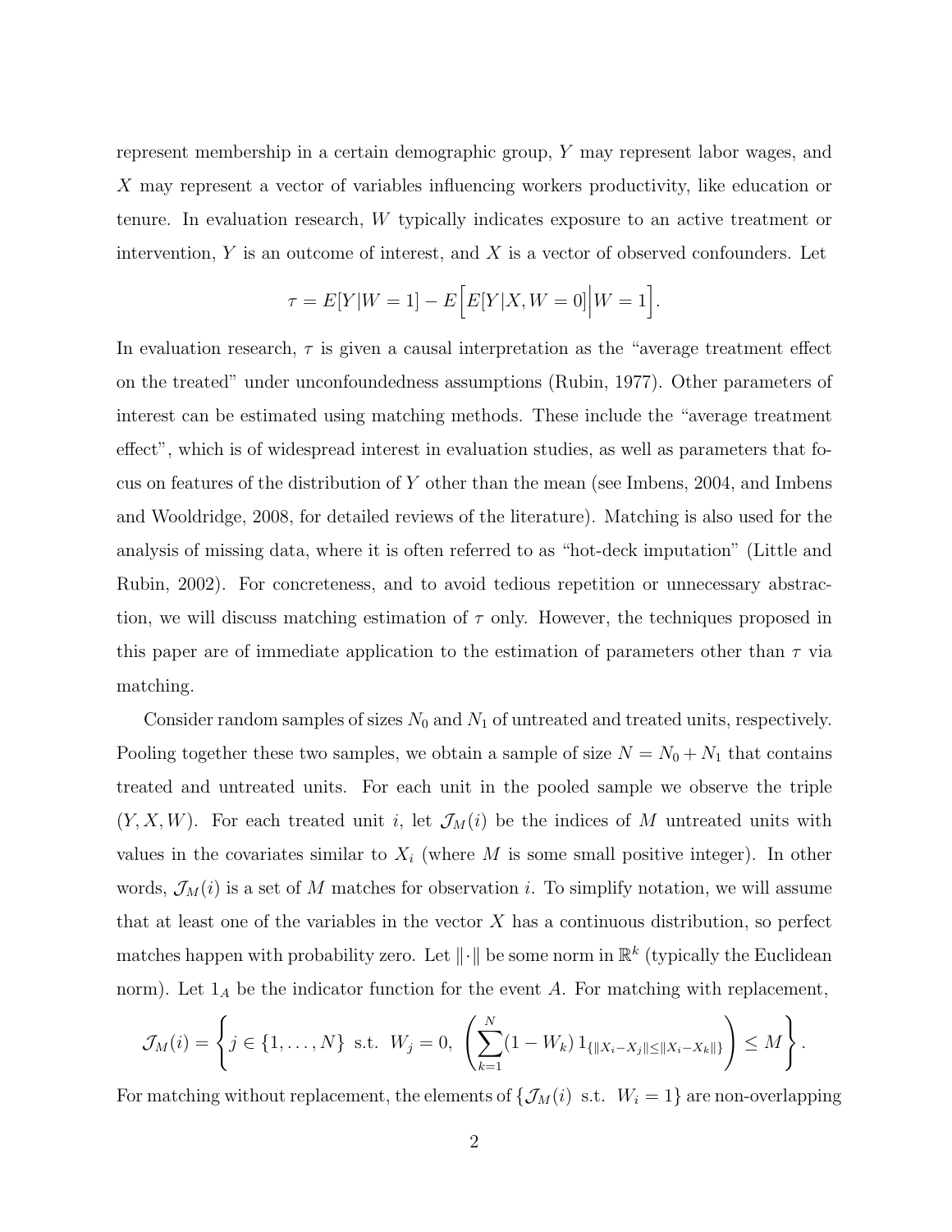represent membership in a certain demographic group, $Y$ may represent labor wages, and $X$ may represent a vector of variables influencing workers productivity, like education or tenure. In evaluation research, $W$ typically indicates exposure to an active treatment or intervention, $Y$ is an outcome of interest, and $X$ is a vector of observed confounders. Let

$$\tau = E[Y|W=1] - E\Big[E[Y|X, W=0]\Big|W=1\Big].$$

In evaluation research, $\tau$ is given a causal interpretation as the "average treatment effect on the treated" under unconfoundedness assumptions (Rubin, 1977). Other parameters of interest can be estimated using matching methods. These include the "average treatment effect", which is of widespread interest in evaluation studies, as well as parameters that focus on features of the distribution of $Y$ other than the mean (see Imbens, 2004, and Imbens and Wooldridge, 2008, for detailed reviews of the literature). Matching is also used for the analysis of missing data, where it is often referred to as "hot-deck imputation" (Little and Rubin, 2002). For concreteness, and to avoid tedious repetition or unnecessary abstraction, we will discuss matching estimation of $\tau$ only. However, the techniques proposed in this paper are of immediate application to the estimation of parameters other than $\tau$ via matching.

Consider random samples of sizes $N_0$ and $N_1$ of untreated and treated units, respectively. Pooling together these two samples, we obtain a sample of size $N = N_0 + N_1$ that contains treated and untreated units. For each unit in the pooled sample we observe the triple $(Y, X, W)$. For each treated unit $i$, let $\mathcal{J}_M(i)$ be the indices of $M$ untreated units with values in the covariates similar to $X_i$ (where $M$ is some small positive integer). In other words, $\mathcal{J}_M(i)$ is a set of $M$ matches for observation $i$. To simplify notation, we will assume that at least one of the variables in the vector $X$ has a continuous distribution, so perfect matches happen with probability zero. Let $\|\cdot\|$ be some norm in $\mathbb{R}^k$ (typically the Euclidean norm). Let $1_A$ be the indicator function for the event $A$. For matching with replacement,

$$\mathcal{J}_M(i) = \left\{ j \in \{1, \ldots, N\} \text{ s.t. } W_j = 0, \left( \sum_{k=1}^{N} (1 - W_k)\, 1_{\{\|X_i - X_j\| \leq \|X_i - X_k\|\}} \right) \leq M \right\}.$$

For matching without replacement, the elements of $\{\mathcal{J}_M(i) \text{ s.t. } W_i = 1\}$ are non-overlapping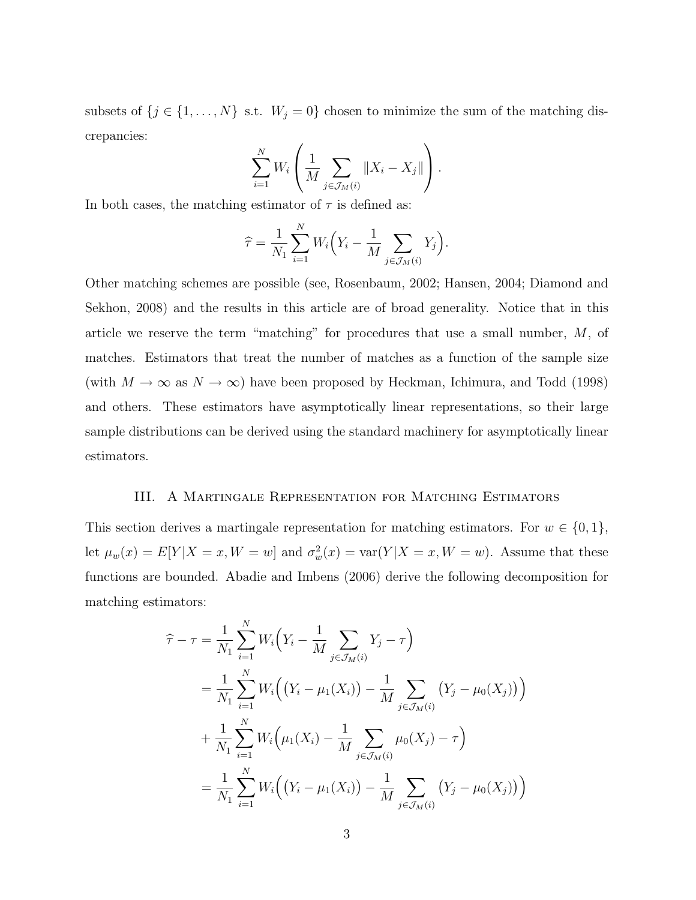subsets of $\{j \in \{1, \dots, N\}$ s.t. $W_j = 0\}$ chosen to minimize the sum of the matching discrepancies:

$$\sum_{i=1}^{N} W_i \left( \frac{1}{M} \sum_{j \in \mathcal{J}_M(i)} \|X_i - X_j\| \right).$$

In both cases, the matching estimator of $\tau$ is defined as:

$$\widehat{\tau} = \frac{1}{N_1} \sum_{i=1}^{N} W_i \Big( Y_i - \frac{1}{M} \sum_{j \in \mathcal{J}_M(i)} Y_j \Big).$$

Other matching schemes are possible (see, Rosenbaum, 2002; Hansen, 2004; Diamond and Sekhon, 2008) and the results in this article are of broad generality. Notice that in this article we reserve the term "matching" for procedures that use a small number, $M$, of matches. Estimators that treat the number of matches as a function of the sample size (with $M \to \infty$ as $N \to \infty$) have been proposed by Heckman, Ichimura, and Todd (1998) and others. These estimators have asymptotically linear representations, so their large sample distributions can be derived using the standard machinery for asymptotically linear estimators.

## III. A Martingale Representation for Matching Estimators

This section derives a martingale representation for matching estimators. For $w \in \{0, 1\}$, let $\mu_w(x) = E[Y|X = x, W = w]$ and $\sigma_w^2(x) = \text{var}(Y|X = x, W = w)$. Assume that these functions are bounded. Abadie and Imbens (2006) derive the following decomposition for matching estimators:

$$\begin{aligned}
\widehat{\tau} - \tau &= \frac{1}{N_1} \sum_{i=1}^{N} W_i \Big( Y_i - \frac{1}{M} \sum_{j \in \mathcal{J}_M(i)} Y_j - \tau \Big) \\
&= \frac{1}{N_1} \sum_{i=1}^{N} W_i \Big( \big(Y_i - \mu_1(X_i)\big) - \frac{1}{M} \sum_{j \in \mathcal{J}_M(i)} \big(Y_j - \mu_0(X_j)\big) \Big) \\
&+ \frac{1}{N_1} \sum_{i=1}^{N} W_i \Big( \mu_1(X_i) - \frac{1}{M} \sum_{j \in \mathcal{J}_M(i)} \mu_0(X_j) - \tau \Big) \\
&= \frac{1}{N_1} \sum_{i=1}^{N} W_i \Big( \big(Y_i - \mu_1(X_i)\big) - \frac{1}{M} \sum_{j \in \mathcal{J}_M(i)} \big(Y_j - \mu_0(X_j)\big) \Big)
\end{aligned}$$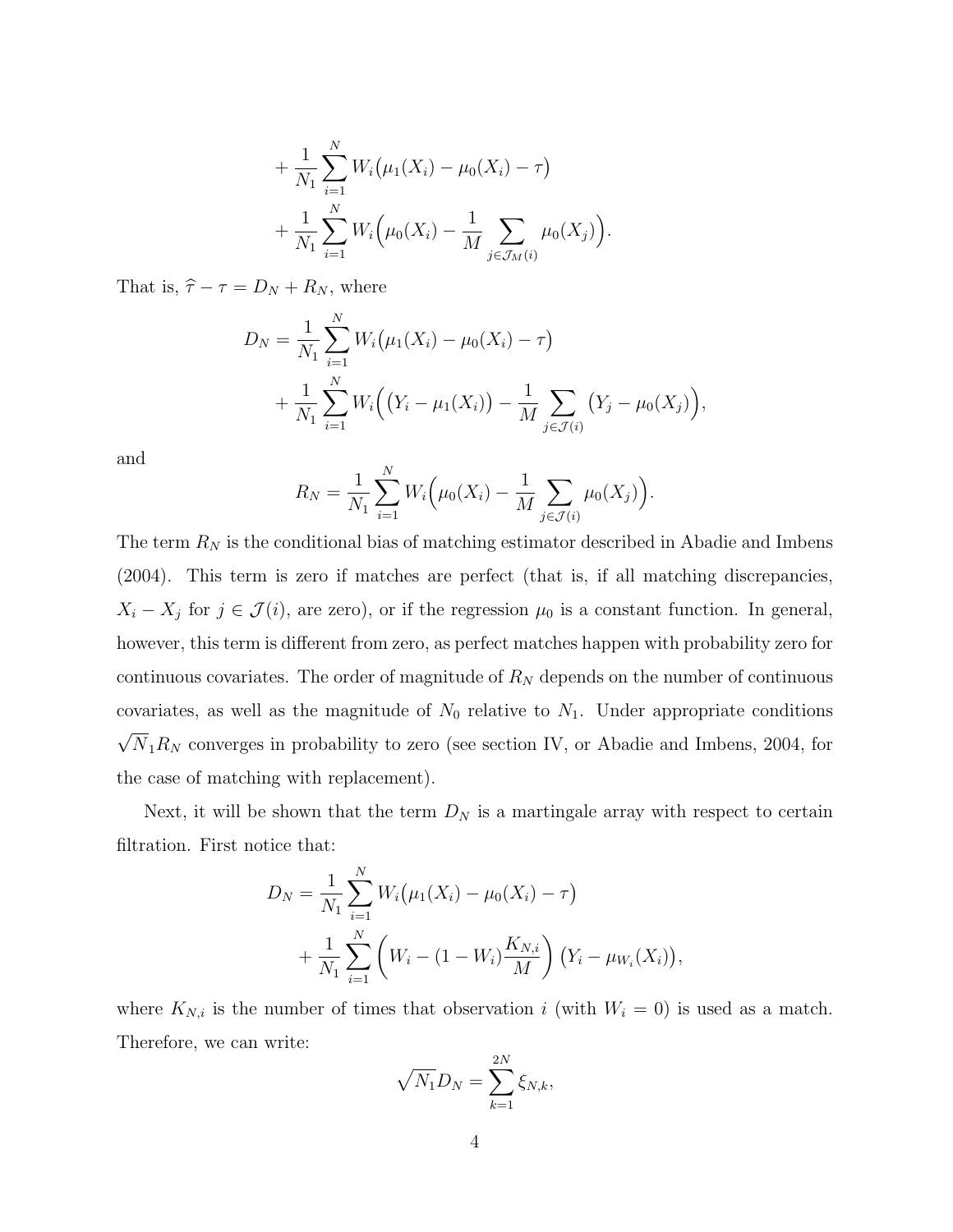$$
+ \frac{1}{N_1}\sum_{i=1}^{N} W_i\big(\mu_1(X_i) - \mu_0(X_i) - \tau\big)
$$

$$
+ \frac{1}{N_1}\sum_{i=1}^{N} W_i\Big(\mu_0(X_i) - \frac{1}{M}\sum_{j\in\mathcal{J}_M(i)} \mu_0(X_j)\Big).
$$

That is, $\widehat{\tau} - \tau = D_N + R_N$, where

$$
D_N = \frac{1}{N_1}\sum_{i=1}^{N} W_i\big(\mu_1(X_i) - \mu_0(X_i) - \tau\big)
$$

$$
+ \frac{1}{N_1}\sum_{i=1}^{N} W_i\Big(\big(Y_i - \mu_1(X_i)\big) - \frac{1}{M}\sum_{j\in\mathcal{J}(i)} \big(Y_j - \mu_0(X_j)\big)\Big),
$$

and

$$
R_N = \frac{1}{N_1}\sum_{i=1}^{N} W_i\Big(\mu_0(X_i) - \frac{1}{M}\sum_{j\in\mathcal{J}(i)} \mu_0(X_j)\Big).
$$

The term $R_N$ is the conditional bias of matching estimator described in Abadie and Imbens (2004). This term is zero if matches are perfect (that is, if all matching discrepancies, $X_i - X_j$ for $j \in \mathcal{J}(i)$, are zero), or if the regression $\mu_0$ is a constant function. In general, however, this term is different from zero, as perfect matches happen with probability zero for continuous covariates. The order of magnitude of $R_N$ depends on the number of continuous covariates, as well as the magnitude of $N_0$ relative to $N_1$. Under appropriate conditions $\sqrt{N_1}R_N$ converges in probability to zero (see section IV, or Abadie and Imbens, 2004, for the case of matching with replacement).

Next, it will be shown that the term $D_N$ is a martingale array with respect to certain filtration. First notice that:

$$
D_N = \frac{1}{N_1}\sum_{i=1}^{N} W_i\big(\mu_1(X_i) - \mu_0(X_i) - \tau\big)
$$

$$
+ \frac{1}{N_1}\sum_{i=1}^{N} \left(W_i - (1 - W_i)\frac{K_{N,i}}{M}\right)\big(Y_i - \mu_{W_i}(X_i)\big),
$$

where $K_{N,i}$ is the number of times that observation $i$ (with $W_i = 0$) is used as a match. Therefore, we can write:

$$
\sqrt{N_1}D_N = \sum_{k=1}^{2N} \xi_{N,k},
$$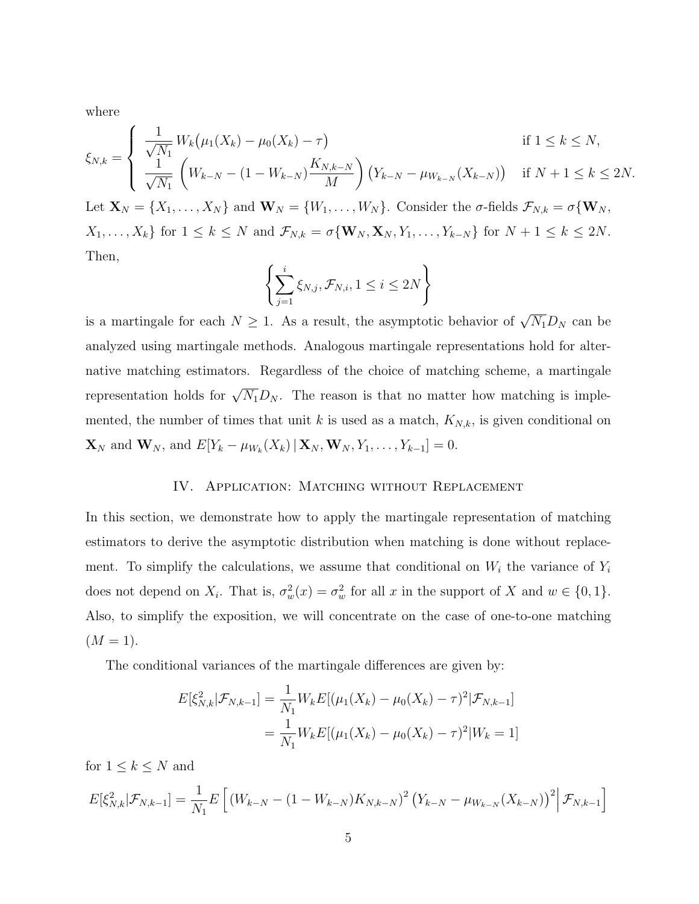where

$$
\xi_{N,k} = \begin{cases} \dfrac{1}{\sqrt{N_1}} W_k\big(\mu_1(X_k) - \mu_0(X_k) - \tau\big) & \text{if } 1 \leq k \leq N, \\ \dfrac{1}{\sqrt{N_1}} \left( W_{k-N} - (1 - W_{k-N}) \dfrac{K_{N,k-N}}{M} \right) \big(Y_{k-N} - \mu_{W_{k-N}}(X_{k-N})\big) & \text{if } N+1 \leq k \leq 2N. \end{cases}
$$

Let $\mathbf{X}_N = \{X_1, \ldots, X_N\}$ and $\mathbf{W}_N = \{W_1, \ldots, W_N\}$. Consider the $\sigma$-fields $\mathcal{F}_{N,k} = \sigma\{\mathbf{W}_N, X_1, \ldots, X_k\}$ for $1 \leq k \leq N$ and $\mathcal{F}_{N,k} = \sigma\{\mathbf{W}_N, \mathbf{X}_N, Y_1, \ldots, Y_{k-N}\}$ for $N+1 \leq k \leq 2N$. Then,

$$
\left\{ \sum_{j=1}^{i} \xi_{N,j}, \mathcal{F}_{N,i}, 1 \leq i \leq 2N \right\}
$$

is a martingale for each $N \geq 1$. As a result, the asymptotic behavior of $\sqrt{N_1} D_N$ can be analyzed using martingale methods. Analogous martingale representations hold for alternative matching estimators. Regardless of the choice of matching scheme, a martingale representation holds for $\sqrt{N_1} D_N$. The reason is that no matter how matching is implemented, the number of times that unit $k$ is used as a match, $K_{N,k}$, is given conditional on $\mathbf{X}_N$ and $\mathbf{W}_N$, and $E[Y_k - \mu_{W_k}(X_k) \,|\, \mathbf{X}_N, \mathbf{W}_N, Y_1, \ldots, Y_{k-1}] = 0$.

## IV. Application: Matching without Replacement

In this section, we demonstrate how to apply the martingale representation of matching estimators to derive the asymptotic distribution when matching is done without replacement. To simplify the calculations, we assume that conditional on $W_i$ the variance of $Y_i$ does not depend on $X_i$. That is, $\sigma_w^2(x) = \sigma_w^2$ for all $x$ in the support of $X$ and $w \in \{0, 1\}$. Also, to simplify the exposition, we will concentrate on the case of one-to-one matching ($M = 1$).

The conditional variances of the martingale differences are given by:

$$
\begin{aligned}
E[\xi_{N,k}^2 | \mathcal{F}_{N,k-1}] &= \frac{1}{N_1} W_k E[(\mu_1(X_k) - \mu_0(X_k) - \tau)^2 | \mathcal{F}_{N,k-1}] \\
&= \frac{1}{N_1} W_k E[(\mu_1(X_k) - \mu_0(X_k) - \tau)^2 | W_k = 1]
\end{aligned}
$$

for $1 \leq k \leq N$ and

$$
E[\xi_{N,k}^2 | \mathcal{F}_{N,k-1}] = \frac{1}{N_1} E\left[ (W_{k-N} - (1 - W_{k-N}) K_{N,k-N})^2 \big(Y_{k-N} - \mu_{W_{k-N}}(X_{k-N})\big)^2 \Big| \mathcal{F}_{N,k-1} \right]
$$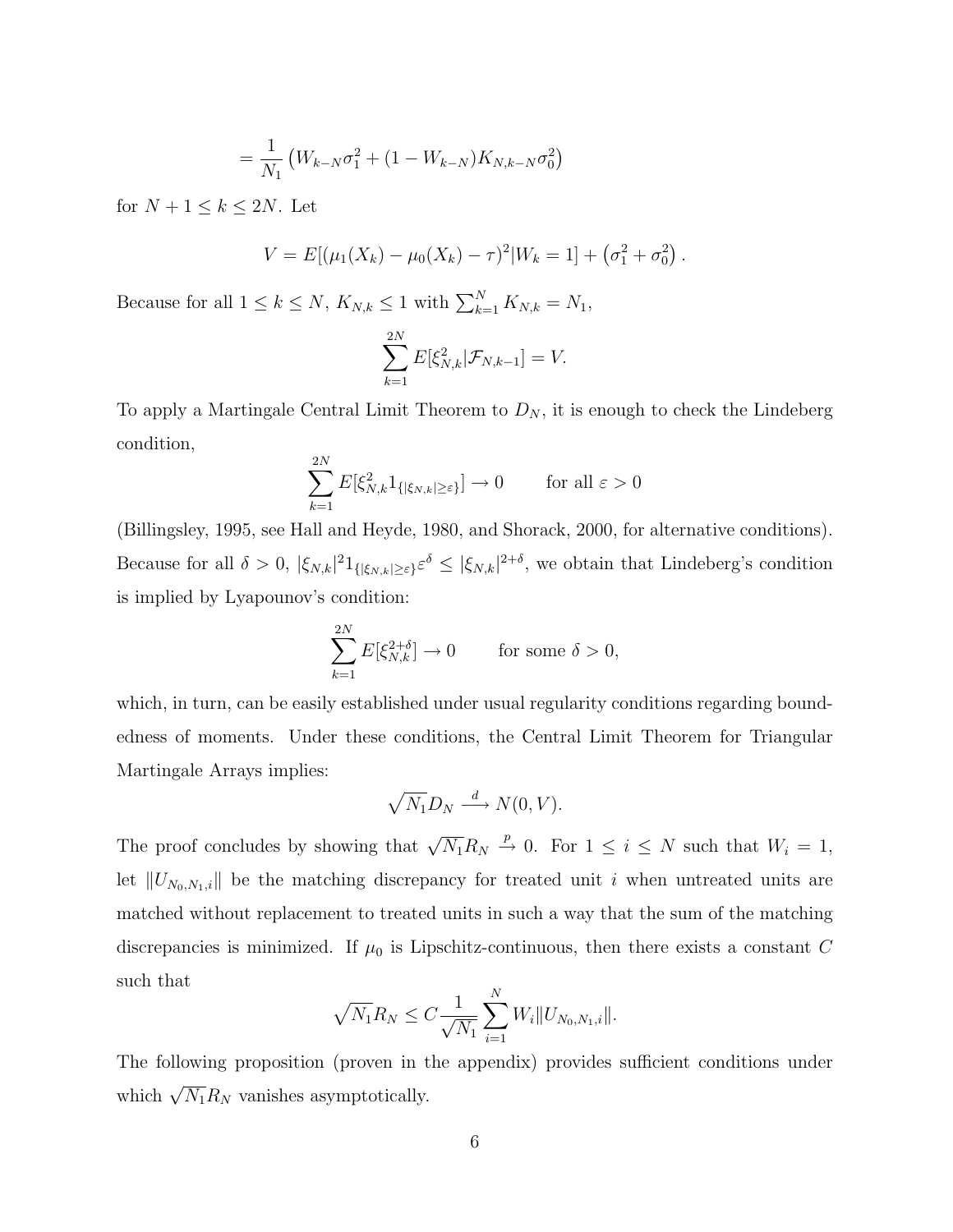$$= \frac{1}{N_1}\left(W_{k-N}\sigma_1^2 + (1 - W_{k-N})K_{N,k-N}\sigma_0^2\right)$$

for $N+1 \leq k \leq 2N$. Let

$$V = E[(\mu_1(X_k) - \mu_0(X_k) - \tau)^2 | W_k = 1] + \left(\sigma_1^2 + \sigma_0^2\right).$$

Because for all $1 \leq k \leq N$, $K_{N,k} \leq 1$ with $\sum_{k=1}^{N} K_{N,k} = N_1$,

$$\sum_{k=1}^{2N} E[\xi_{N,k}^2 | \mathcal{F}_{N,k-1}] = V.$$

To apply a Martingale Central Limit Theorem to $D_N$, it is enough to check the Lindeberg condition,

$$\sum_{k=1}^{2N} E[\xi_{N,k}^2 1_{\{|\xi_{N,k}| \geq \varepsilon\}}] \to 0 \qquad \text{for all } \varepsilon > 0$$

(Billingsley, 1995, see Hall and Heyde, 1980, and Shorack, 2000, for alternative conditions). Because for all $\delta > 0$, $|\xi_{N,k}|^2 1_{\{|\xi_{N,k}| \geq \varepsilon\}} \varepsilon^\delta \leq |\xi_{N,k}|^{2+\delta}$, we obtain that Lindeberg's condition is implied by Lyapounov's condition:

$$\sum_{k=1}^{2N} E[\xi_{N,k}^{2+\delta}] \to 0 \qquad \text{for some } \delta > 0,$$

which, in turn, can be easily established under usual regularity conditions regarding boundedness of moments. Under these conditions, the Central Limit Theorem for Triangular Martingale Arrays implies:

$$\sqrt{N_1} D_N \xrightarrow{d} N(0, V).$$

The proof concludes by showing that $\sqrt{N_1} R_N \xrightarrow{p} 0$. For $1 \leq i \leq N$ such that $W_i = 1$, let $\|U_{N_0,N_1,i}\|$ be the matching discrepancy for treated unit $i$ when untreated units are matched without replacement to treated units in such a way that the sum of the matching discrepancies is minimized. If $\mu_0$ is Lipschitz-continuous, then there exists a constant $C$ such that

$$\sqrt{N_1} R_N \leq C \frac{1}{\sqrt{N_1}} \sum_{i=1}^{N} W_i \|U_{N_0,N_1,i}\|.$$

The following proposition (proven in the appendix) provides sufficient conditions under which $\sqrt{N_1} R_N$ vanishes asymptotically.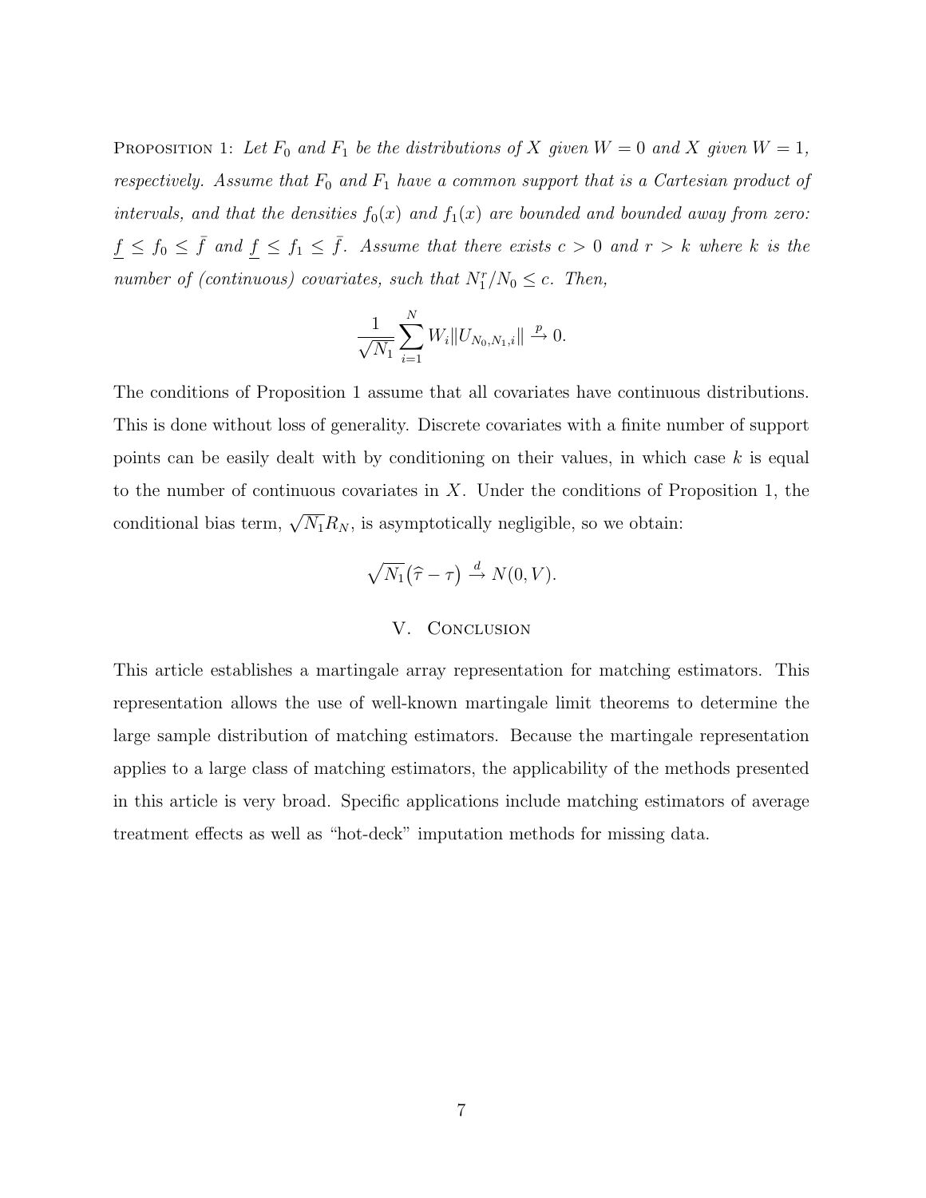Proposition 1: *Let $F_0$ and $F_1$ be the distributions of $X$ given $W = 0$ and $X$ given $W = 1$, respectively. Assume that $F_0$ and $F_1$ have a common support that is a Cartesian product of intervals, and that the densities $f_0(x)$ and $f_1(x)$ are bounded and bounded away from zero: $\underline{f} \leq f_0 \leq \bar{f}$ and $\underline{f} \leq f_1 \leq \bar{f}$. Assume that there exists $c > 0$ and $r > k$ where $k$ is the number of (continuous) covariates, such that $N_1^r / N_0 \leq c$. Then,*

$$\frac{1}{\sqrt{N_1}} \sum_{i=1}^{N} W_i \| U_{N_0,N_1,i} \| \xrightarrow{p} 0.$$

The conditions of Proposition 1 assume that all covariates have continuous distributions. This is done without loss of generality. Discrete covariates with a finite number of support points can be easily dealt with by conditioning on their values, in which case $k$ is equal to the number of continuous covariates in $X$. Under the conditions of Proposition 1, the conditional bias term, $\sqrt{N_1} R_N$, is asymptotically negligible, so we obtain:

$$\sqrt{N_1}\big(\widehat{\tau} - \tau\big) \xrightarrow{d} N(0, V).$$

## V. Conclusion

This article establishes a martingale array representation for matching estimators. This representation allows the use of well-known martingale limit theorems to determine the large sample distribution of matching estimators. Because the martingale representation applies to a large class of matching estimators, the applicability of the methods presented in this article is very broad. Specific applications include matching estimators of average treatment effects as well as "hot-deck" imputation methods for missing data.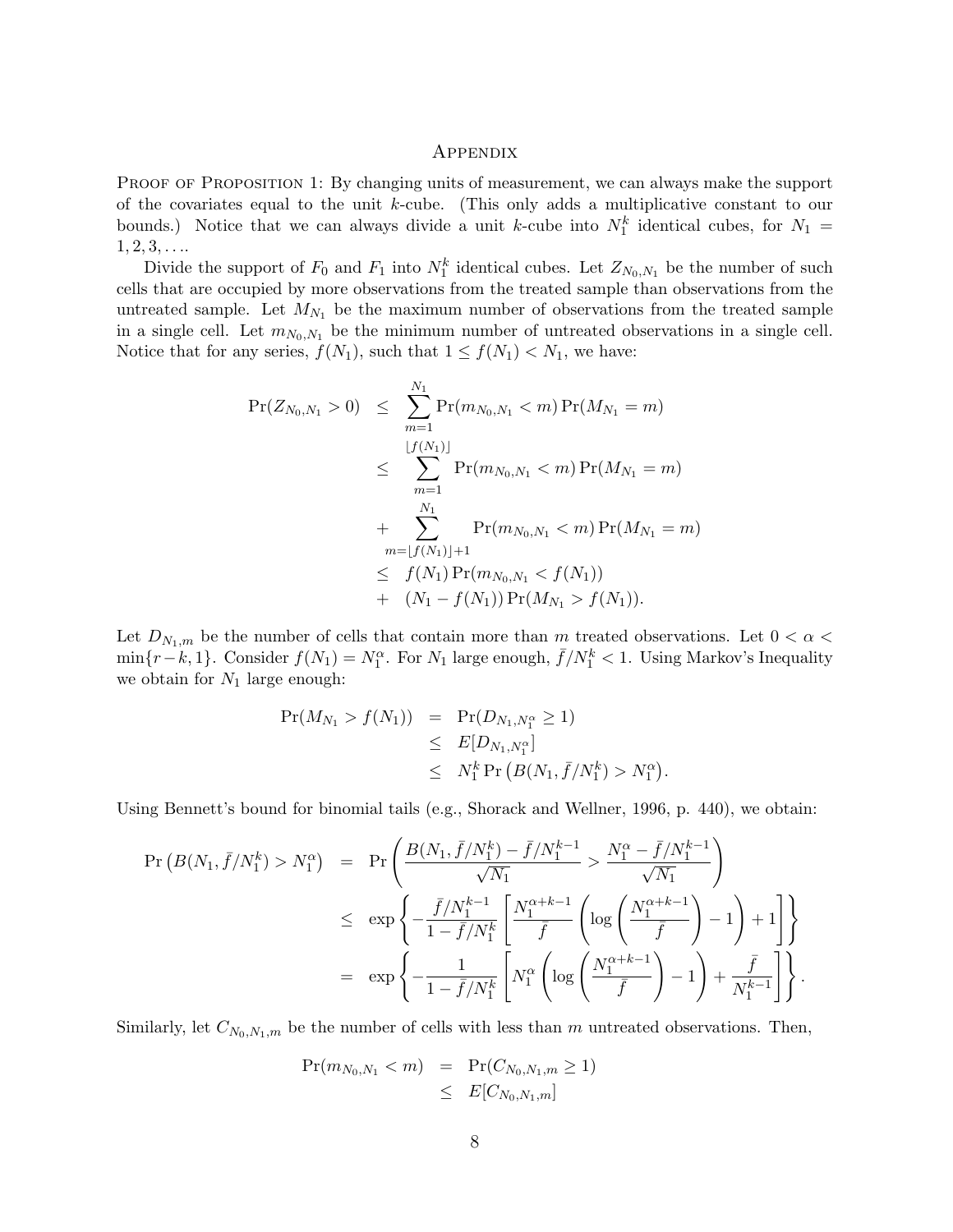## Appendix

Proof of Proposition 1: By changing units of measurement, we can always make the support of the covariates equal to the unit $k$-cube. (This only adds a multiplicative constant to our bounds.) Notice that we can always divide a unit $k$-cube into $N_1^k$ identical cubes, for $N_1 = 1, 2, 3, \ldots$.

Divide the support of $F_0$ and $F_1$ into $N_1^k$ identical cubes. Let $Z_{N_0,N_1}$ be the number of such cells that are occupied by more observations from the treated sample than observations from the untreated sample. Let $M_{N_1}$ be the maximum number of observations from the treated sample in a single cell. Let $m_{N_0,N_1}$ be the minimum number of untreated observations in a single cell. Notice that for any series, $f(N_1)$, such that $1 \leq f(N_1) < N_1$, we have:

$$
\begin{aligned}
\Pr(Z_{N_0,N_1} > 0) &\leq \sum_{m=1}^{N_1} \Pr(m_{N_0,N_1} < m) \Pr(M_{N_1} = m) \\
&\leq \sum_{m=1}^{\lfloor f(N_1) \rfloor} \Pr(m_{N_0,N_1} < m) \Pr(M_{N_1} = m) \\
&+ \sum_{m=\lfloor f(N_1) \rfloor + 1}^{N_1} \Pr(m_{N_0,N_1} < m) \Pr(M_{N_1} = m) \\
&\leq f(N_1) \Pr(m_{N_0,N_1} < f(N_1)) \\
&+ (N_1 - f(N_1)) \Pr(M_{N_1} > f(N_1)).
\end{aligned}
$$

Let $D_{N_1,m}$ be the number of cells that contain more than $m$ treated observations. Let $0 < \alpha < \min\{r - k, 1\}$. Consider $f(N_1) = N_1^\alpha$. For $N_1$ large enough, $\bar{f}/N_1^k < 1$. Using Markov's Inequality we obtain for $N_1$ large enough:

$$
\begin{aligned}
\Pr(M_{N_1} > f(N_1)) &= \Pr(D_{N_1,N_1^\alpha} \geq 1) \\
&\leq E[D_{N_1,N_1^\alpha}] \\
&\leq N_1^k \Pr\left(B(N_1, \bar{f}/N_1^k) > N_1^\alpha\right).
\end{aligned}
$$

Using Bennett's bound for binomial tails (e.g., Shorack and Wellner, 1996, p. 440), we obtain:

$$
\begin{aligned}
\Pr\left(B(N_1, \bar{f}/N_1^k) > N_1^\alpha\right) &= \Pr\left(\frac{B(N_1, \bar{f}/N_1^k) - \bar{f}/N_1^{k-1}}{\sqrt{N_1}} > \frac{N_1^\alpha - \bar{f}/N_1^{k-1}}{\sqrt{N_1}}\right) \\
&\leq \exp\left\{-\frac{\bar{f}/N_1^{k-1}}{1 - \bar{f}/N_1^k}\left[\frac{N_1^{\alpha+k-1}}{\bar{f}}\left(\log\left(\frac{N_1^{\alpha+k-1}}{\bar{f}}\right) - 1\right) + 1\right]\right\} \\
&= \exp\left\{-\frac{1}{1 - \bar{f}/N_1^k}\left[N_1^\alpha\left(\log\left(\frac{N_1^{\alpha+k-1}}{\bar{f}}\right) - 1\right) + \frac{\bar{f}}{N_1^{k-1}}\right]\right\}.
\end{aligned}
$$

Similarly, let $C_{N_0,N_1,m}$ be the number of cells with less than $m$ untreated observations. Then,

$$
\begin{aligned}
\Pr(m_{N_0,N_1} < m) &= \Pr(C_{N_0,N_1,m} \geq 1) \\
&\leq E[C_{N_0,N_1,m}]
\end{aligned}
$$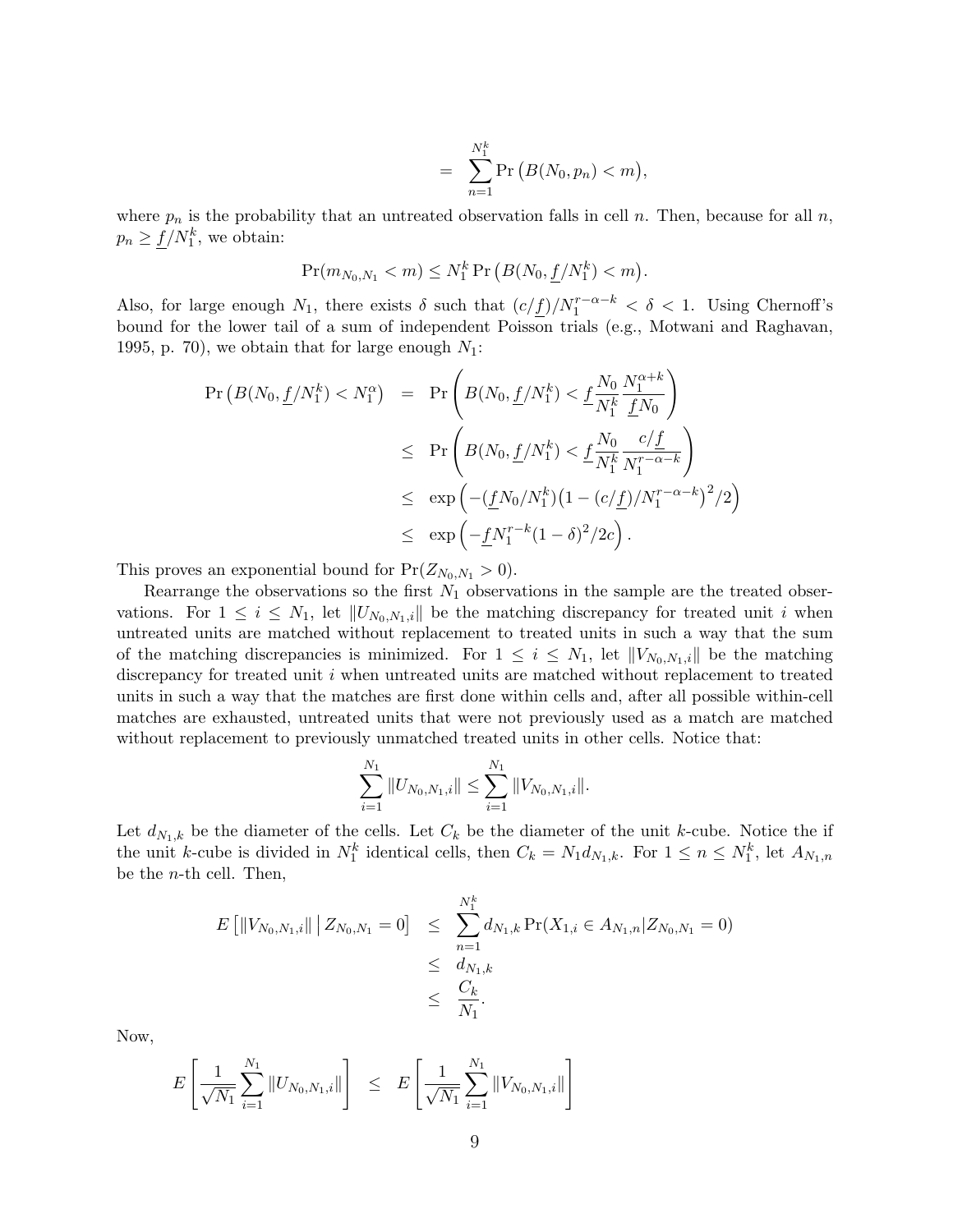$$= \sum_{n=1}^{N_1^k} \Pr\big(B(N_0, p_n) < m\big),$$

where $p_n$ is the probability that an untreated observation falls in cell $n$. Then, because for all $n$, $p_n \geq \underline{f}/N_1^k$, we obtain:

$$\Pr(m_{N_0,N_1} < m) \leq N_1^k \Pr\big(B(N_0, \underline{f}/N_1^k) < m\big).$$

Also, for large enough $N_1$, there exists $\delta$ such that $(c/\underline{f})/N_1^{r-\alpha-k} < \delta < 1$. Using Chernoff's bound for the lower tail of a sum of independent Poisson trials (e.g., Motwani and Raghavan, 1995, p. 70), we obtain that for large enough $N_1$:

$$\begin{aligned}
\Pr\big(B(N_0, \underline{f}/N_1^k) < N_1^{\alpha}\big) &= \Pr\left(B(N_0, \underline{f}/N_1^k) < \underline{f}\frac{N_0}{N_1^k}\frac{N_1^{\alpha+k}}{\underline{f}N_0}\right) \\
&\leq \Pr\left(B(N_0, \underline{f}/N_1^k) < \underline{f}\frac{N_0}{N_1^k}\frac{c/\underline{f}}{N_1^{r-\alpha-k}}\right) \\
&\leq \exp\left(-(\underline{f}N_0/N_1^k)\big(1-(c/\underline{f})/N_1^{r-\alpha-k}\big)^2/2\right) \\
&\leq \exp\left(-\underline{f}N_1^{r-k}(1-\delta)^2/2c\right).
\end{aligned}$$

This proves an exponential bound for $\Pr(Z_{N_0,N_1} > 0)$.

Rearrange the observations so the first $N_1$ observations in the sample are the treated observations. For $1 \leq i \leq N_1$, let $\|U_{N_0,N_1,i}\|$ be the matching discrepancy for treated unit $i$ when untreated units are matched without replacement to treated units in such a way that the sum of the matching discrepancies is minimized. For $1 \leq i \leq N_1$, let $\|V_{N_0,N_1,i}\|$ be the matching discrepancy for treated unit $i$ when untreated units are matched without replacement to treated units in such a way that the matches are first done within cells and, after all possible within-cell matches are exhausted, untreated units that were not previously used as a match are matched without replacement to previously unmatched treated units in other cells. Notice that:

$$\sum_{i=1}^{N_1} \|U_{N_0,N_1,i}\| \leq \sum_{i=1}^{N_1} \|V_{N_0,N_1,i}\|.$$

Let $d_{N_1,k}$ be the diameter of the cells. Let $C_k$ be the diameter of the unit $k$-cube. Notice the if the unit $k$-cube is divided in $N_1^k$ identical cells, then $C_k = N_1 d_{N_1,k}$. For $1 \leq n \leq N_1^k$, let $A_{N_1,n}$ be the $n$-th cell. Then,

$$\begin{aligned}
E\left[\|V_{N_0,N_1,i}\| \,\middle|\, Z_{N_0,N_1} = 0\right] &\leq \sum_{n=1}^{N_1^k} d_{N_1,k} \Pr(X_{1,i} \in A_{N_1,n} | Z_{N_0,N_1} = 0) \\
&\leq d_{N_1,k} \\
&\leq \frac{C_k}{N_1}.
\end{aligned}$$

Now,

$$E\left[\frac{1}{\sqrt{N_1}}\sum_{i=1}^{N_1} \|U_{N_0,N_1,i}\|\right] \leq E\left[\frac{1}{\sqrt{N_1}}\sum_{i=1}^{N_1} \|V_{N_0,N_1,i}\|\right]$$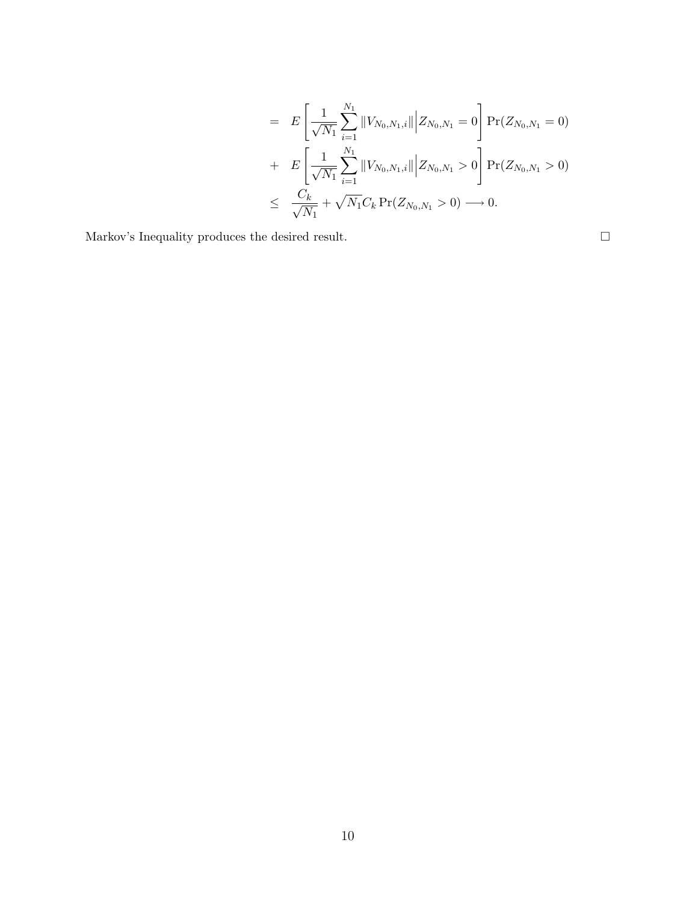$$
\begin{aligned}
&= E\left[\frac{1}{\sqrt{N_1}}\sum_{i=1}^{N_1}\|V_{N_0,N_1,i}\|\Big|Z_{N_0,N_1}=0\right]\Pr(Z_{N_0,N_1}=0)\\
&+ E\left[\frac{1}{\sqrt{N_1}}\sum_{i=1}^{N_1}\|V_{N_0,N_1,i}\|\Big|Z_{N_0,N_1}>0\right]\Pr(Z_{N_0,N_1}>0)\\
&\leq \frac{C_k}{\sqrt{N_1}}+\sqrt{N_1}C_k\Pr(Z_{N_0,N_1}>0)\longrightarrow 0.
\end{aligned}
$$

Markov's Inequality produces the desired result. □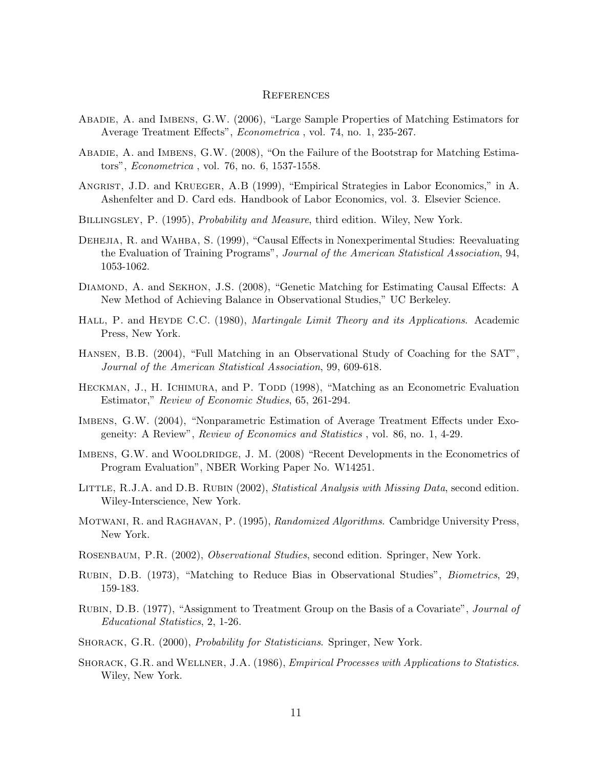## References

Abadie, A. and Imbens, G.W. (2006), "Large Sample Properties of Matching Estimators for Average Treatment Effects", *Econometrica* , vol. 74, no. 1, 235-267.

Abadie, A. and Imbens, G.W. (2008), "On the Failure of the Bootstrap for Matching Estimators", *Econometrica* , vol. 76, no. 6, 1537-1558.

Angrist, J.D. and Krueger, A.B (1999), "Empirical Strategies in Labor Economics," in A. Ashenfelter and D. Card eds. Handbook of Labor Economics, vol. 3. Elsevier Science.

Billingsley, P. (1995), *Probability and Measure*, third edition. Wiley, New York.

Dehejia, R. and Wahba, S. (1999), "Causal Effects in Nonexperimental Studies: Reevaluating the Evaluation of Training Programs", *Journal of the American Statistical Association*, 94, 1053-1062.

Diamond, A. and Sekhon, J.S. (2008), "Genetic Matching for Estimating Causal Effects: A New Method of Achieving Balance in Observational Studies," UC Berkeley.

Hall, P. and Heyde C.C. (1980), *Martingale Limit Theory and its Applications*. Academic Press, New York.

Hansen, B.B. (2004), "Full Matching in an Observational Study of Coaching for the SAT", *Journal of the American Statistical Association*, 99, 609-618.

Heckman, J., H. Ichimura, and P. Todd (1998), "Matching as an Econometric Evaluation Estimator," *Review of Economic Studies*, 65, 261-294.

Imbens, G.W. (2004), "Nonparametric Estimation of Average Treatment Effects under Exogeneity: A Review", *Review of Economics and Statistics* , vol. 86, no. 1, 4-29.

Imbens, G.W. and Wooldridge, J. M. (2008) "Recent Developments in the Econometrics of Program Evaluation", NBER Working Paper No. W14251.

Little, R.J.A. and D.B. Rubin (2002), *Statistical Analysis with Missing Data*, second edition. Wiley-Interscience, New York.

Motwani, R. and Raghavan, P. (1995), *Randomized Algorithms*. Cambridge University Press, New York.

Rosenbaum, P.R. (2002), *Observational Studies*, second edition. Springer, New York.

Rubin, D.B. (1973), "Matching to Reduce Bias in Observational Studies", *Biometrics*, 29, 159-183.

Rubin, D.B. (1977), "Assignment to Treatment Group on the Basis of a Covariate", *Journal of Educational Statistics*, 2, 1-26.

Shorack, G.R. (2000), *Probability for Statisticians*. Springer, New York.

Shorack, G.R. and Wellner, J.A. (1986), *Empirical Processes with Applications to Statistics*. Wiley, New York.